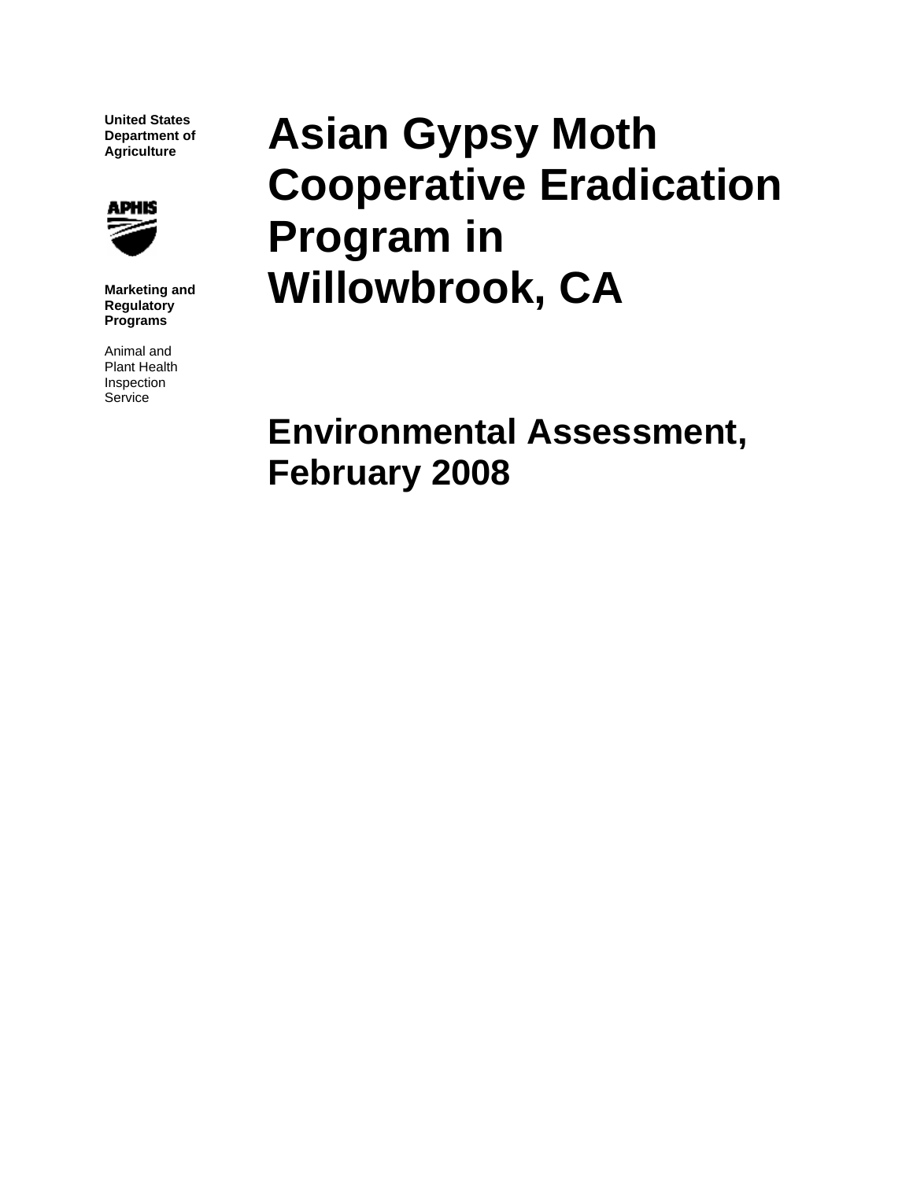**United States Department of Agriculture**

**Marketing and Regulatory Programs**

Animal and Plant Health Inspection Service

# Asian Gypsy Moth Cooperative Eradication Program in Willowbrook, CA

## Environmental Assessment, February 2008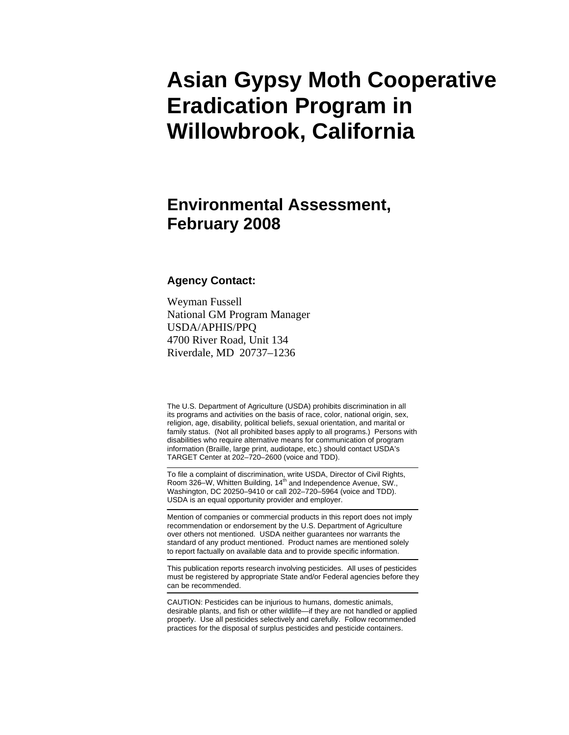# Asian Gypsy Moth Cooperative Eradication Program in Willowbrook, California

## Environmental Assessment, February 2008

### Agency Contact:

Weyman Fussell
National GM Program Manager
USDA/APHIS/PPQ
4700 River Road, Unit 134
Riverdale, MD 20737–1236

The U.S. Department of Agriculture (USDA) prohibits discrimination in all its programs and activities on the basis of race, color, national origin, sex, religion, age, disability, political beliefs, sexual orientation, and marital or family status. (Not all prohibited bases apply to all programs.) Persons with disabilities who require alternative means for communication of program information (Braille, large print, audiotape, etc.) should contact USDA's TARGET Center at 202–720–2600 (voice and TDD).

---

To file a complaint of discrimination, write USDA, Director of Civil Rights, Room 326–W, Whitten Building, 14th and Independence Avenue, SW., Washington, DC 20250–9410 or call 202–720–5964 (voice and TDD). USDA is an equal opportunity provider and employer.

---

Mention of companies or commercial products in this report does not imply recommendation or endorsement by the U.S. Department of Agriculture over others not mentioned. USDA neither guarantees nor warrants the standard of any product mentioned. Product names are mentioned solely to report factually on available data and to provide specific information.

---

This publication reports research involving pesticides. All uses of pesticides must be registered by appropriate State and/or Federal agencies before they can be recommended.

---

CAUTION: Pesticides can be injurious to humans, domestic animals, desirable plants, and fish or other wildlife—if they are not handled or applied properly. Use all pesticides selectively and carefully. Follow recommended practices for the disposal of surplus pesticides and pesticide containers.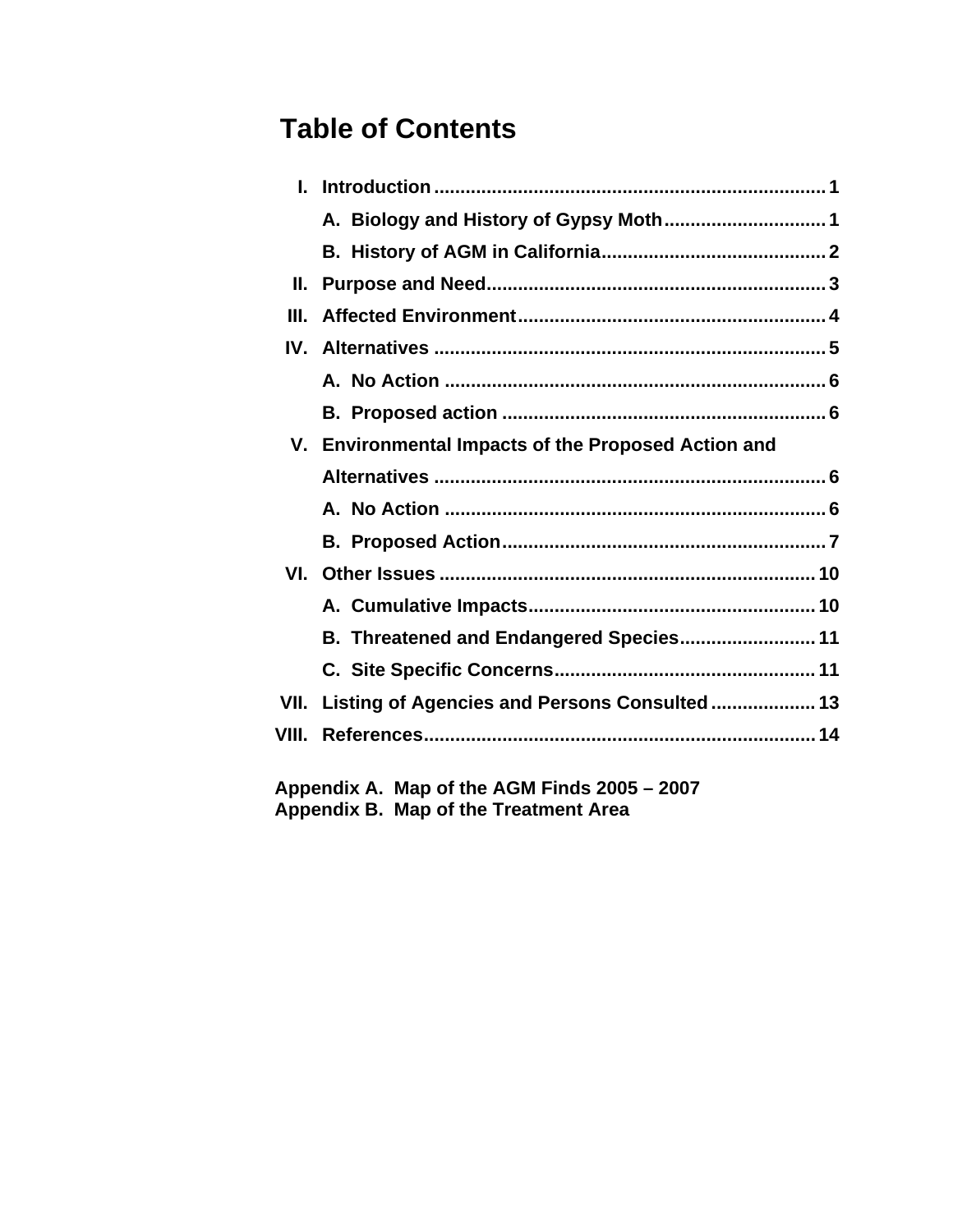# Table of Contents

- I. Introduction ........ 1
  - A. Biology and History of Gypsy Moth ........ 1
  - B. History of AGM in California ........ 2
- II. Purpose and Need ........ 3
- III. Affected Environment ........ 4
- IV. Alternatives ........ 5
  - A. No Action ........ 6
  - B. Proposed action ........ 6
- V. Environmental Impacts of the Proposed Action and Alternatives ........ 6
  - A. No Action ........ 6
  - B. Proposed Action ........ 7
- VI. Other Issues ........ 10
  - A. Cumulative Impacts ........ 10
  - B. Threatened and Endangered Species ........ 11
  - C. Site Specific Concerns ........ 11
- VII. Listing of Agencies and Persons Consulted ........ 13
- VIII. References ........ 14

**Appendix A. Map of the AGM Finds 2005 – 2007**
**Appendix B. Map of the Treatment Area**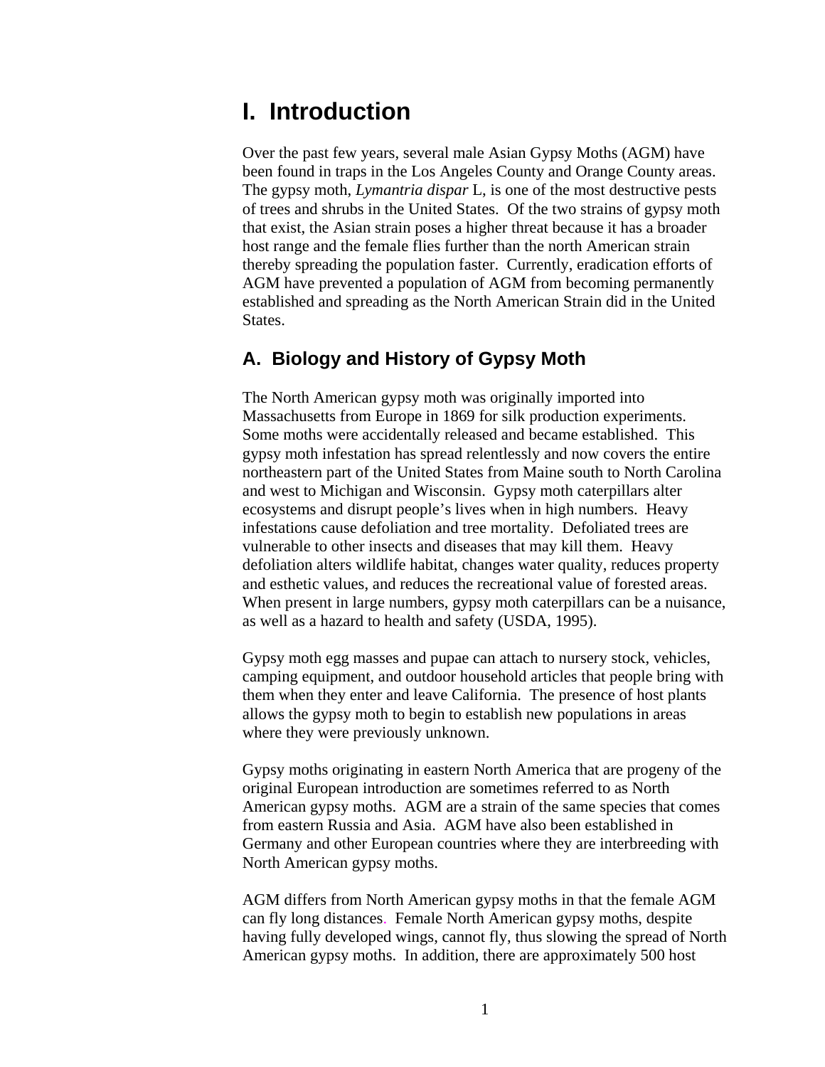# I. Introduction

Over the past few years, several male Asian Gypsy Moths (AGM) have been found in traps in the Los Angeles County and Orange County areas. The gypsy moth, *Lymantria dispar* L, is one of the most destructive pests of trees and shrubs in the United States. Of the two strains of gypsy moth that exist, the Asian strain poses a higher threat because it has a broader host range and the female flies further than the north American strain thereby spreading the population faster. Currently, eradication efforts of AGM have prevented a population of AGM from becoming permanently established and spreading as the North American Strain did in the United States.

## A. Biology and History of Gypsy Moth

The North American gypsy moth was originally imported into Massachusetts from Europe in 1869 for silk production experiments. Some moths were accidentally released and became established. This gypsy moth infestation has spread relentlessly and now covers the entire northeastern part of the United States from Maine south to North Carolina and west to Michigan and Wisconsin. Gypsy moth caterpillars alter ecosystems and disrupt people's lives when in high numbers. Heavy infestations cause defoliation and tree mortality. Defoliated trees are vulnerable to other insects and diseases that may kill them. Heavy defoliation alters wildlife habitat, changes water quality, reduces property and esthetic values, and reduces the recreational value of forested areas. When present in large numbers, gypsy moth caterpillars can be a nuisance, as well as a hazard to health and safety (USDA, 1995).

Gypsy moth egg masses and pupae can attach to nursery stock, vehicles, camping equipment, and outdoor household articles that people bring with them when they enter and leave California. The presence of host plants allows the gypsy moth to begin to establish new populations in areas where they were previously unknown.

Gypsy moths originating in eastern North America that are progeny of the original European introduction are sometimes referred to as North American gypsy moths. AGM are a strain of the same species that comes from eastern Russia and Asia. AGM have also been established in Germany and other European countries where they are interbreeding with North American gypsy moths.

AGM differs from North American gypsy moths in that the female AGM can fly long distances. Female North American gypsy moths, despite having fully developed wings, cannot fly, thus slowing the spread of North American gypsy moths. In addition, there are approximately 500 host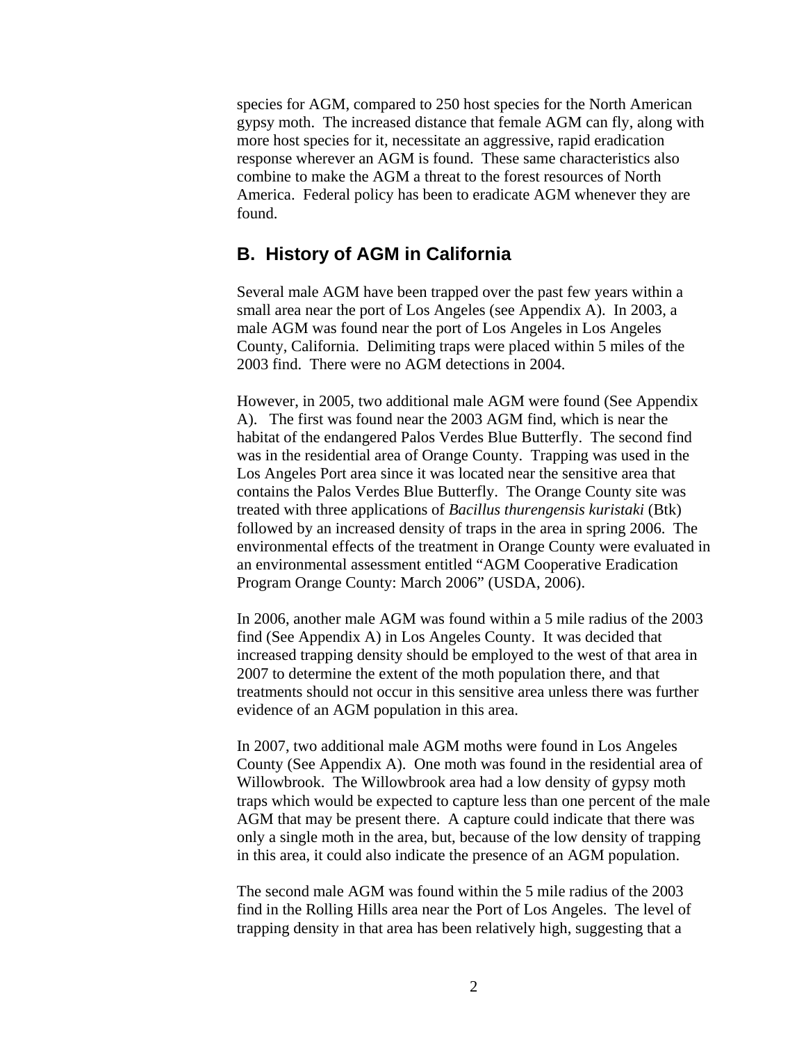species for AGM, compared to 250 host species for the North American gypsy moth. The increased distance that female AGM can fly, along with more host species for it, necessitate an aggressive, rapid eradication response wherever an AGM is found. These same characteristics also combine to make the AGM a threat to the forest resources of North America. Federal policy has been to eradicate AGM whenever they are found.

## B. History of AGM in California

Several male AGM have been trapped over the past few years within a small area near the port of Los Angeles (see Appendix A). In 2003, a male AGM was found near the port of Los Angeles in Los Angeles County, California. Delimiting traps were placed within 5 miles of the 2003 find. There were no AGM detections in 2004.

However, in 2005, two additional male AGM were found (See Appendix A). The first was found near the 2003 AGM find, which is near the habitat of the endangered Palos Verdes Blue Butterfly. The second find was in the residential area of Orange County. Trapping was used in the Los Angeles Port area since it was located near the sensitive area that contains the Palos Verdes Blue Butterfly. The Orange County site was treated with three applications of *Bacillus thurengensis kuristaki* (Btk) followed by an increased density of traps in the area in spring 2006. The environmental effects of the treatment in Orange County were evaluated in an environmental assessment entitled "AGM Cooperative Eradication Program Orange County: March 2006" (USDA, 2006).

In 2006, another male AGM was found within a 5 mile radius of the 2003 find (See Appendix A) in Los Angeles County. It was decided that increased trapping density should be employed to the west of that area in 2007 to determine the extent of the moth population there, and that treatments should not occur in this sensitive area unless there was further evidence of an AGM population in this area.

In 2007, two additional male AGM moths were found in Los Angeles County (See Appendix A). One moth was found in the residential area of Willowbrook. The Willowbrook area had a low density of gypsy moth traps which would be expected to capture less than one percent of the male AGM that may be present there. A capture could indicate that there was only a single moth in the area, but, because of the low density of trapping in this area, it could also indicate the presence of an AGM population.

The second male AGM was found within the 5 mile radius of the 2003 find in the Rolling Hills area near the Port of Los Angeles. The level of trapping density in that area has been relatively high, suggesting that a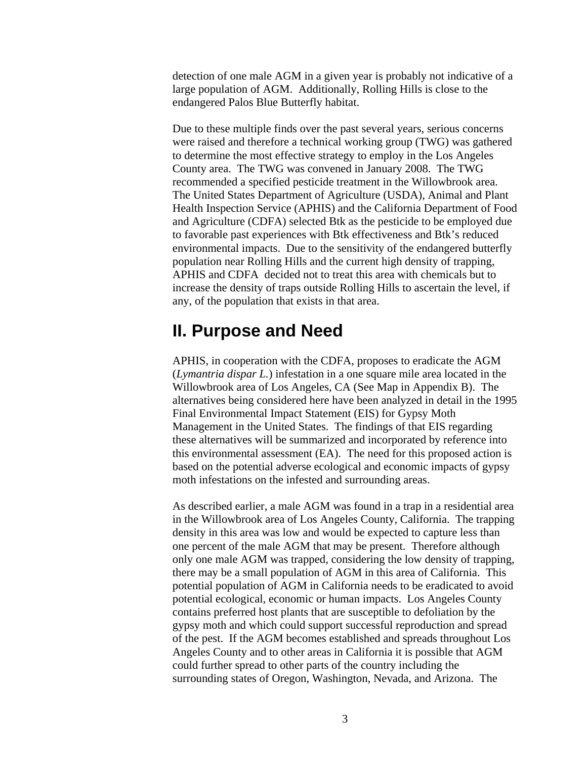detection of one male AGM in a given year is probably not indicative of a large population of AGM. Additionally, Rolling Hills is close to the endangered Palos Blue Butterfly habitat.

Due to these multiple finds over the past several years, serious concerns were raised and therefore a technical working group (TWG) was gathered to determine the most effective strategy to employ in the Los Angeles County area. The TWG was convened in January 2008. The TWG recommended a specified pesticide treatment in the Willowbrook area. The United States Department of Agriculture (USDA), Animal and Plant Health Inspection Service (APHIS) and the California Department of Food and Agriculture (CDFA) selected Btk as the pesticide to be employed due to favorable past experiences with Btk effectiveness and Btk's reduced environmental impacts. Due to the sensitivity of the endangered butterfly population near Rolling Hills and the current high density of trapping, APHIS and CDFA decided not to treat this area with chemicals but to increase the density of traps outside Rolling Hills to ascertain the level, if any, of the population that exists in that area.

# II. Purpose and Need

APHIS, in cooperation with the CDFA, proposes to eradicate the AGM (*Lymantria dispar L.*) infestation in a one square mile area located in the Willowbrook area of Los Angeles, CA (See Map in Appendix B). The alternatives being considered here have been analyzed in detail in the 1995 Final Environmental Impact Statement (EIS) for Gypsy Moth Management in the United States. The findings of that EIS regarding these alternatives will be summarized and incorporated by reference into this environmental assessment (EA). The need for this proposed action is based on the potential adverse ecological and economic impacts of gypsy moth infestations on the infested and surrounding areas.

As described earlier, a male AGM was found in a trap in a residential area in the Willowbrook area of Los Angeles County, California. The trapping density in this area was low and would be expected to capture less than one percent of the male AGM that may be present. Therefore although only one male AGM was trapped, considering the low density of trapping, there may be a small population of AGM in this area of California. This potential population of AGM in California needs to be eradicated to avoid potential ecological, economic or human impacts. Los Angeles County contains preferred host plants that are susceptible to defoliation by the gypsy moth and which could support successful reproduction and spread of the pest. If the AGM becomes established and spreads throughout Los Angeles County and to other areas in California it is possible that AGM could further spread to other parts of the country including the surrounding states of Oregon, Washington, Nevada, and Arizona. The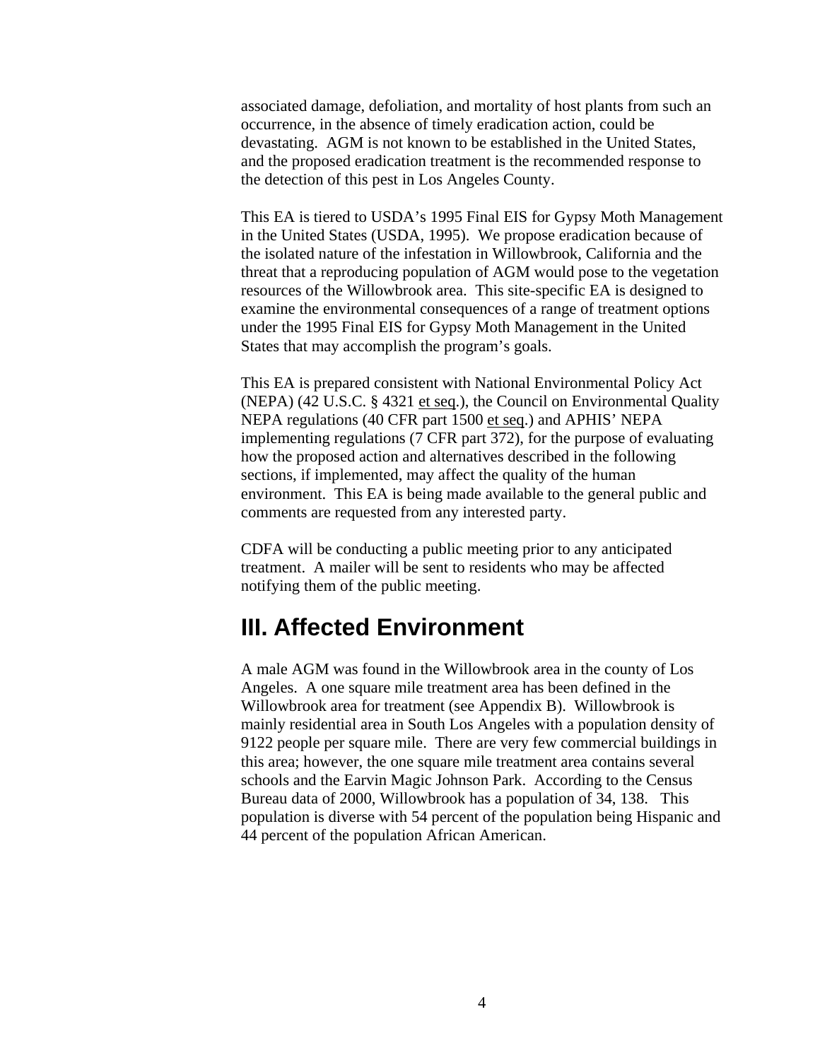associated damage, defoliation, and mortality of host plants from such an occurrence, in the absence of timely eradication action, could be devastating. AGM is not known to be established in the United States, and the proposed eradication treatment is the recommended response to the detection of this pest in Los Angeles County.

This EA is tiered to USDA's 1995 Final EIS for Gypsy Moth Management in the United States (USDA, 1995). We propose eradication because of the isolated nature of the infestation in Willowbrook, California and the threat that a reproducing population of AGM would pose to the vegetation resources of the Willowbrook area. This site-specific EA is designed to examine the environmental consequences of a range of treatment options under the 1995 Final EIS for Gypsy Moth Management in the United States that may accomplish the program's goals.

This EA is prepared consistent with National Environmental Policy Act (NEPA) (42 U.S.C. § 4321 et seq.), the Council on Environmental Quality NEPA regulations (40 CFR part 1500 et seq.) and APHIS' NEPA implementing regulations (7 CFR part 372), for the purpose of evaluating how the proposed action and alternatives described in the following sections, if implemented, may affect the quality of the human environment. This EA is being made available to the general public and comments are requested from any interested party.

CDFA will be conducting a public meeting prior to any anticipated treatment. A mailer will be sent to residents who may be affected notifying them of the public meeting.

# III. Affected Environment

A male AGM was found in the Willowbrook area in the county of Los Angeles. A one square mile treatment area has been defined in the Willowbrook area for treatment (see Appendix B). Willowbrook is mainly residential area in South Los Angeles with a population density of 9122 people per square mile. There are very few commercial buildings in this area; however, the one square mile treatment area contains several schools and the Earvin Magic Johnson Park. According to the Census Bureau data of 2000, Willowbrook has a population of 34, 138. This population is diverse with 54 percent of the population being Hispanic and 44 percent of the population African American.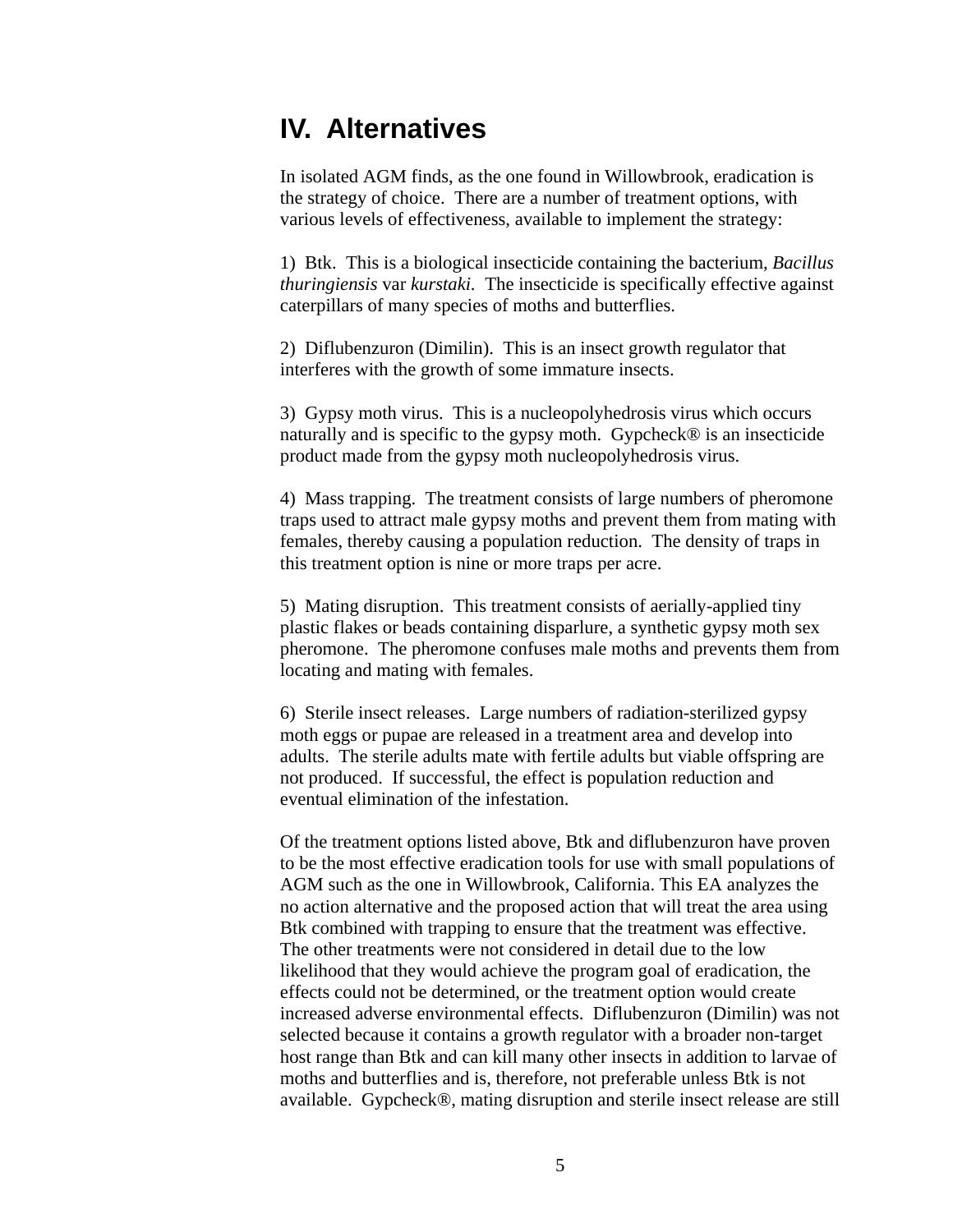# IV. Alternatives

In isolated AGM finds, as the one found in Willowbrook, eradication is the strategy of choice. There are a number of treatment options, with various levels of effectiveness, available to implement the strategy:

1) Btk. This is a biological insecticide containing the bacterium, *Bacillus thuringiensis* var *kurstaki*. The insecticide is specifically effective against caterpillars of many species of moths and butterflies.

2) Diflubenzuron (Dimilin). This is an insect growth regulator that interferes with the growth of some immature insects.

3) Gypsy moth virus. This is a nucleopolyhedrosis virus which occurs naturally and is specific to the gypsy moth. Gypcheck® is an insecticide product made from the gypsy moth nucleopolyhedrosis virus.

4) Mass trapping. The treatment consists of large numbers of pheromone traps used to attract male gypsy moths and prevent them from mating with females, thereby causing a population reduction. The density of traps in this treatment option is nine or more traps per acre.

5) Mating disruption. This treatment consists of aerially-applied tiny plastic flakes or beads containing disparlure, a synthetic gypsy moth sex pheromone. The pheromone confuses male moths and prevents them from locating and mating with females.

6) Sterile insect releases. Large numbers of radiation-sterilized gypsy moth eggs or pupae are released in a treatment area and develop into adults. The sterile adults mate with fertile adults but viable offspring are not produced. If successful, the effect is population reduction and eventual elimination of the infestation.

Of the treatment options listed above, Btk and diflubenzuron have proven to be the most effective eradication tools for use with small populations of AGM such as the one in Willowbrook, California. This EA analyzes the no action alternative and the proposed action that will treat the area using Btk combined with trapping to ensure that the treatment was effective. The other treatments were not considered in detail due to the low likelihood that they would achieve the program goal of eradication, the effects could not be determined, or the treatment option would create increased adverse environmental effects. Diflubenzuron (Dimilin) was not selected because it contains a growth regulator with a broader non-target host range than Btk and can kill many other insects in addition to larvae of moths and butterflies and is, therefore, not preferable unless Btk is not available. Gypcheck®, mating disruption and sterile insect release are still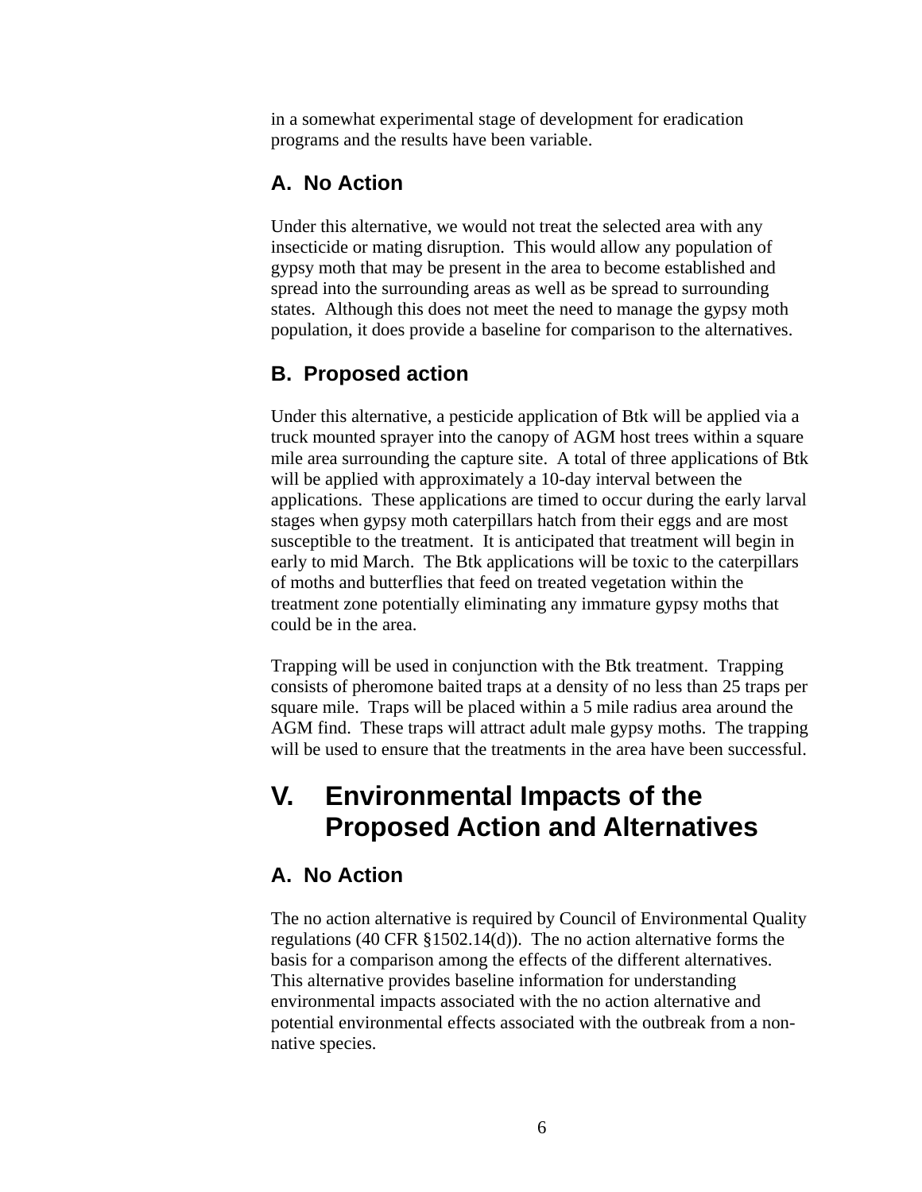in a somewhat experimental stage of development for eradication programs and the results have been variable.

### A. No Action

Under this alternative, we would not treat the selected area with any insecticide or mating disruption. This would allow any population of gypsy moth that may be present in the area to become established and spread into the surrounding areas as well as be spread to surrounding states. Although this does not meet the need to manage the gypsy moth population, it does provide a baseline for comparison to the alternatives.

### B. Proposed action

Under this alternative, a pesticide application of Btk will be applied via a truck mounted sprayer into the canopy of AGM host trees within a square mile area surrounding the capture site. A total of three applications of Btk will be applied with approximately a 10-day interval between the applications. These applications are timed to occur during the early larval stages when gypsy moth caterpillars hatch from their eggs and are most susceptible to the treatment. It is anticipated that treatment will begin in early to mid March. The Btk applications will be toxic to the caterpillars of moths and butterflies that feed on treated vegetation within the treatment zone potentially eliminating any immature gypsy moths that could be in the area.

Trapping will be used in conjunction with the Btk treatment. Trapping consists of pheromone baited traps at a density of no less than 25 traps per square mile. Traps will be placed within a 5 mile radius area around the AGM find. These traps will attract adult male gypsy moths. The trapping will be used to ensure that the treatments in the area have been successful.

## V. Environmental Impacts of the Proposed Action and Alternatives

### A. No Action

The no action alternative is required by Council of Environmental Quality regulations (40 CFR §1502.14(d)). The no action alternative forms the basis for a comparison among the effects of the different alternatives. This alternative provides baseline information for understanding environmental impacts associated with the no action alternative and potential environmental effects associated with the outbreak from a non-native species.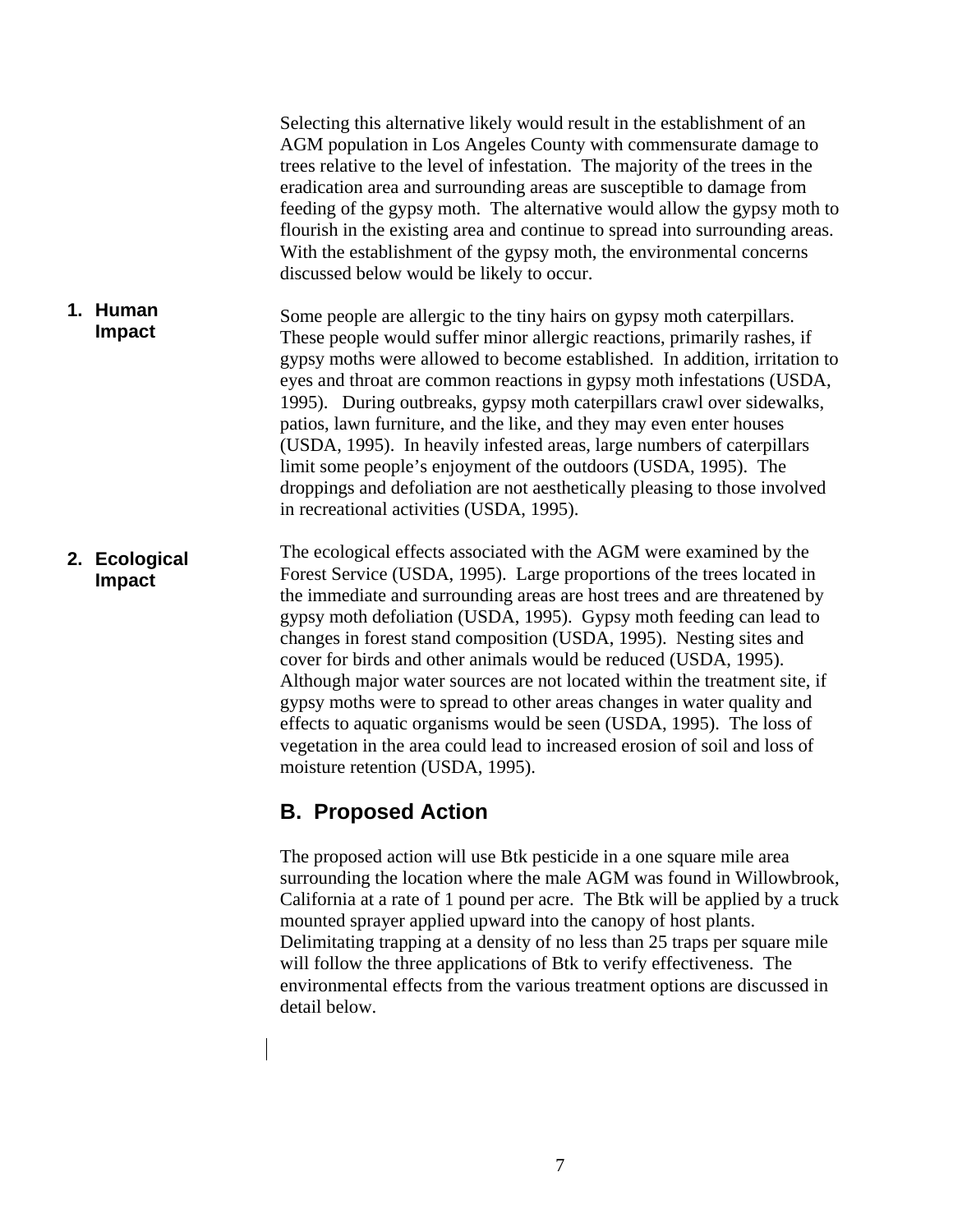Selecting this alternative likely would result in the establishment of an AGM population in Los Angeles County with commensurate damage to trees relative to the level of infestation. The majority of the trees in the eradication area and surrounding areas are susceptible to damage from feeding of the gypsy moth. The alternative would allow the gypsy moth to flourish in the existing area and continue to spread into surrounding areas. With the establishment of the gypsy moth, the environmental concerns discussed below would be likely to occur.

**1. Human Impact**

Some people are allergic to the tiny hairs on gypsy moth caterpillars. These people would suffer minor allergic reactions, primarily rashes, if gypsy moths were allowed to become established. In addition, irritation to eyes and throat are common reactions in gypsy moth infestations (USDA, 1995). During outbreaks, gypsy moth caterpillars crawl over sidewalks, patios, lawn furniture, and the like, and they may even enter houses (USDA, 1995). In heavily infested areas, large numbers of caterpillars limit some people's enjoyment of the outdoors (USDA, 1995). The droppings and defoliation are not aesthetically pleasing to those involved in recreational activities (USDA, 1995).

**2. Ecological Impact**

The ecological effects associated with the AGM were examined by the Forest Service (USDA, 1995). Large proportions of the trees located in the immediate and surrounding areas are host trees and are threatened by gypsy moth defoliation (USDA, 1995). Gypsy moth feeding can lead to changes in forest stand composition (USDA, 1995). Nesting sites and cover for birds and other animals would be reduced (USDA, 1995). Although major water sources are not located within the treatment site, if gypsy moths were to spread to other areas changes in water quality and effects to aquatic organisms would be seen (USDA, 1995). The loss of vegetation in the area could lead to increased erosion of soil and loss of moisture retention (USDA, 1995).

## B. Proposed Action

The proposed action will use Btk pesticide in a one square mile area surrounding the location where the male AGM was found in Willowbrook, California at a rate of 1 pound per acre. The Btk will be applied by a truck mounted sprayer applied upward into the canopy of host plants. Delimitating trapping at a density of no less than 25 traps per square mile will follow the three applications of Btk to verify effectiveness. The environmental effects from the various treatment options are discussed in detail below.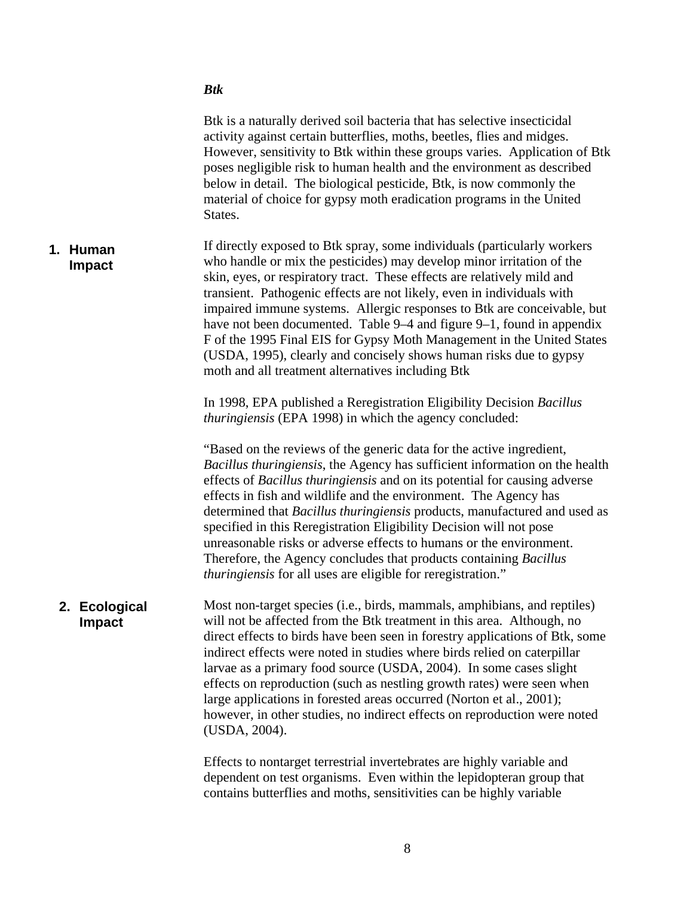### *Btk*

Btk is a naturally derived soil bacteria that has selective insecticidal activity against certain butterflies, moths, beetles, flies and midges. However, sensitivity to Btk within these groups varies. Application of Btk poses negligible risk to human health and the environment as described below in detail. The biological pesticide, Btk, is now commonly the material of choice for gypsy moth eradication programs in the United States.

#### 1. Human Impact

If directly exposed to Btk spray, some individuals (particularly workers who handle or mix the pesticides) may develop minor irritation of the skin, eyes, or respiratory tract. These effects are relatively mild and transient. Pathogenic effects are not likely, even in individuals with impaired immune systems. Allergic responses to Btk are conceivable, but have not been documented. Table 9–4 and figure 9–1, found in appendix F of the 1995 Final EIS for Gypsy Moth Management in the United States (USDA, 1995), clearly and concisely shows human risks due to gypsy moth and all treatment alternatives including Btk

In 1998, EPA published a Reregistration Eligibility Decision *Bacillus thuringiensis* (EPA 1998) in which the agency concluded:

"Based on the reviews of the generic data for the active ingredient, *Bacillus thuringiensis*, the Agency has sufficient information on the health effects of *Bacillus thuringiensis* and on its potential for causing adverse effects in fish and wildlife and the environment. The Agency has determined that *Bacillus thuringiensis* products, manufactured and used as specified in this Reregistration Eligibility Decision will not pose unreasonable risks or adverse effects to humans or the environment. Therefore, the Agency concludes that products containing *Bacillus thuringiensis* for all uses are eligible for reregistration."

#### 2. Ecological Impact

Most non-target species (i.e., birds, mammals, amphibians, and reptiles) will not be affected from the Btk treatment in this area. Although, no direct effects to birds have been seen in forestry applications of Btk, some indirect effects were noted in studies where birds relied on caterpillar larvae as a primary food source (USDA, 2004). In some cases slight effects on reproduction (such as nestling growth rates) were seen when large applications in forested areas occurred (Norton et al., 2001); however, in other studies, no indirect effects on reproduction were noted (USDA, 2004).

Effects to nontarget terrestrial invertebrates are highly variable and dependent on test organisms. Even within the lepidopteran group that contains butterflies and moths, sensitivities can be highly variable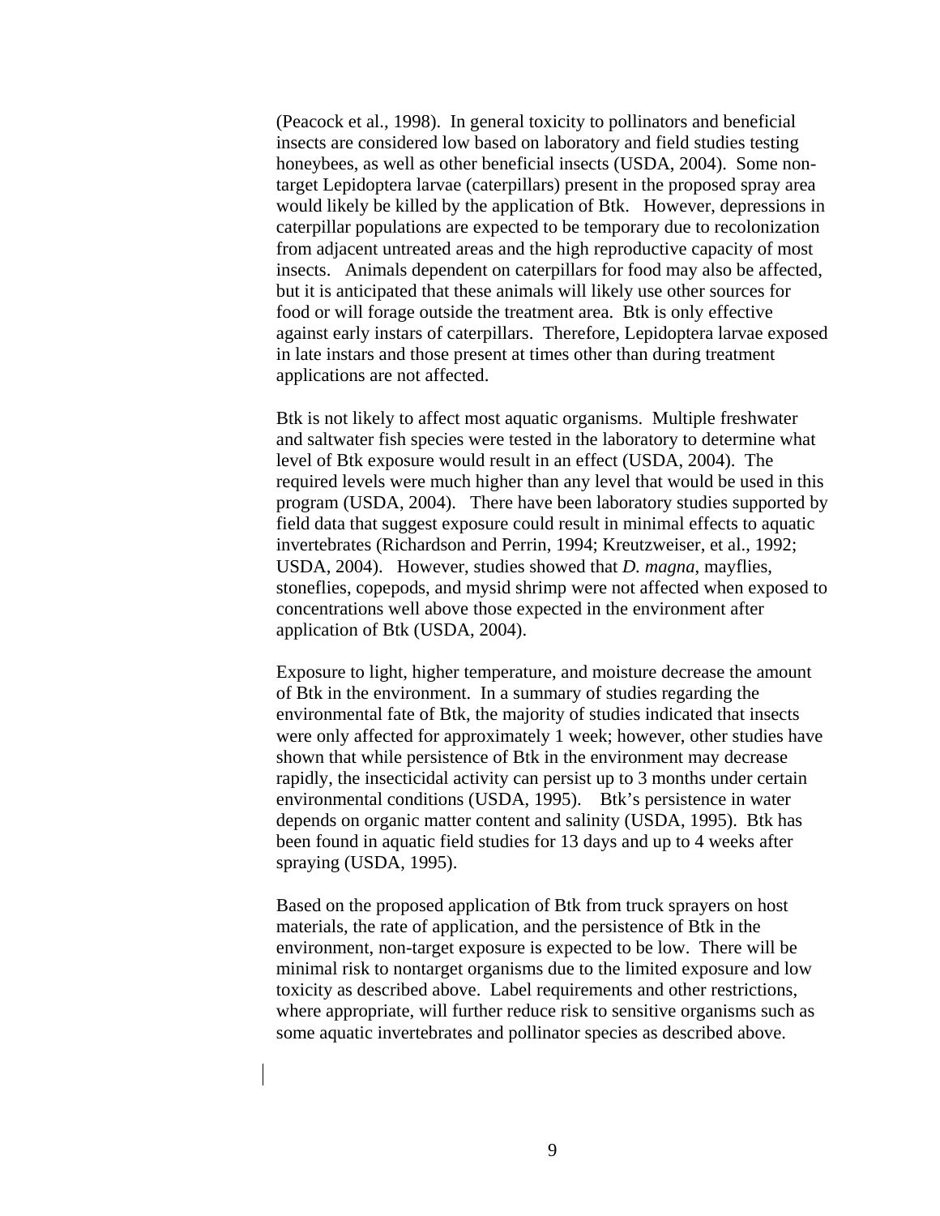(Peacock et al., 1998). In general toxicity to pollinators and beneficial insects are considered low based on laboratory and field studies testing honeybees, as well as other beneficial insects (USDA, 2004). Some non-target Lepidoptera larvae (caterpillars) present in the proposed spray area would likely be killed by the application of Btk. However, depressions in caterpillar populations are expected to be temporary due to recolonization from adjacent untreated areas and the high reproductive capacity of most insects. Animals dependent on caterpillars for food may also be affected, but it is anticipated that these animals will likely use other sources for food or will forage outside the treatment area. Btk is only effective against early instars of caterpillars. Therefore, Lepidoptera larvae exposed in late instars and those present at times other than during treatment applications are not affected.

Btk is not likely to affect most aquatic organisms. Multiple freshwater and saltwater fish species were tested in the laboratory to determine what level of Btk exposure would result in an effect (USDA, 2004). The required levels were much higher than any level that would be used in this program (USDA, 2004). There have been laboratory studies supported by field data that suggest exposure could result in minimal effects to aquatic invertebrates (Richardson and Perrin, 1994; Kreutzweiser, et al., 1992; USDA, 2004). However, studies showed that *D. magna*, mayflies, stoneflies, copepods, and mysid shrimp were not affected when exposed to concentrations well above those expected in the environment after application of Btk (USDA, 2004).

Exposure to light, higher temperature, and moisture decrease the amount of Btk in the environment. In a summary of studies regarding the environmental fate of Btk, the majority of studies indicated that insects were only affected for approximately 1 week; however, other studies have shown that while persistence of Btk in the environment may decrease rapidly, the insecticidal activity can persist up to 3 months under certain environmental conditions (USDA, 1995). Btk's persistence in water depends on organic matter content and salinity (USDA, 1995). Btk has been found in aquatic field studies for 13 days and up to 4 weeks after spraying (USDA, 1995).

Based on the proposed application of Btk from truck sprayers on host materials, the rate of application, and the persistence of Btk in the environment, non-target exposure is expected to be low. There will be minimal risk to nontarget organisms due to the limited exposure and low toxicity as described above. Label requirements and other restrictions, where appropriate, will further reduce risk to sensitive organisms such as some aquatic invertebrates and pollinator species as described above.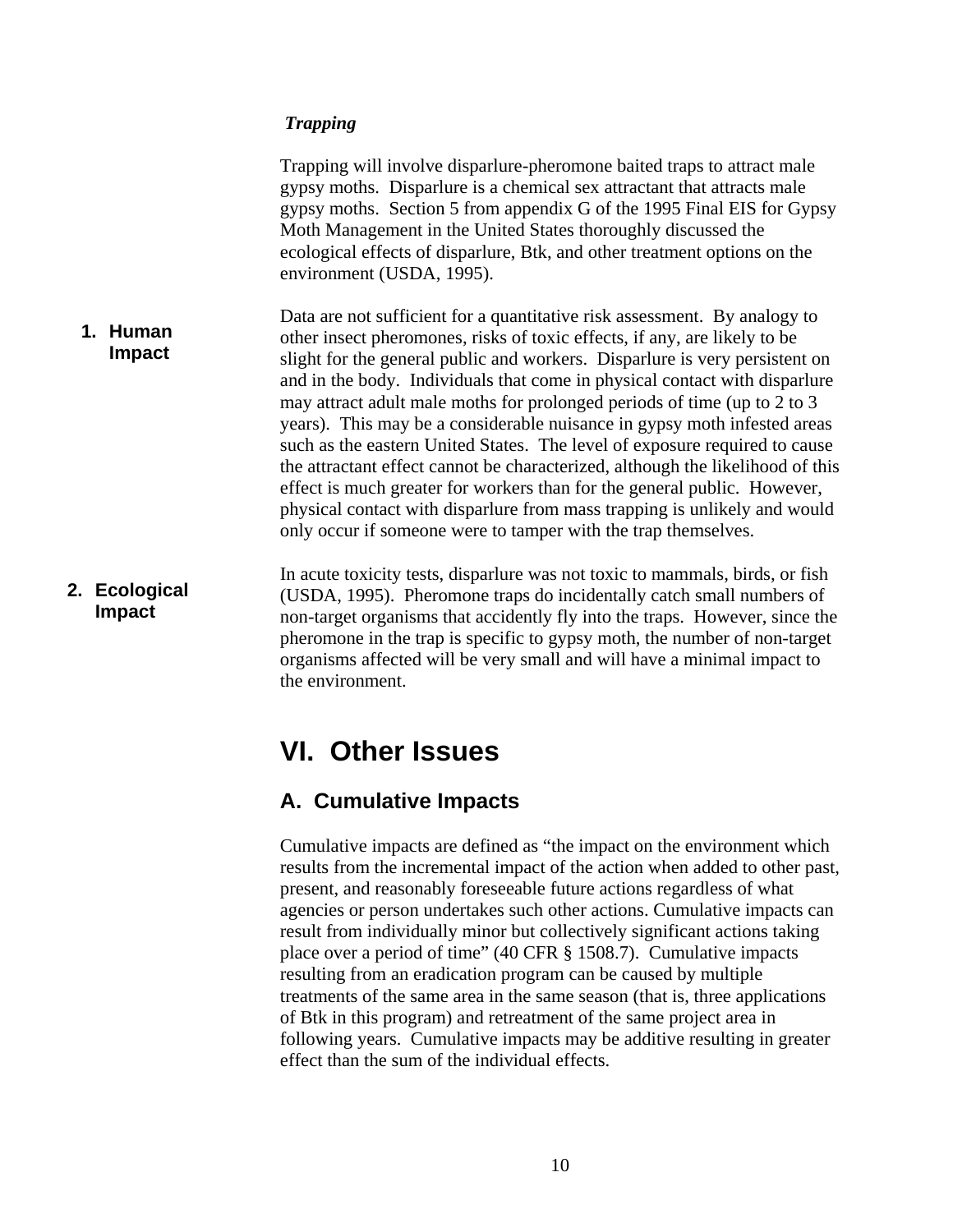*Trapping*

Trapping will involve disparlure-pheromone baited traps to attract male gypsy moths. Disparlure is a chemical sex attractant that attracts male gypsy moths. Section 5 from appendix G of the 1995 Final EIS for Gypsy Moth Management in the United States thoroughly discussed the ecological effects of disparlure, Btk, and other treatment options on the environment (USDA, 1995).

**1. Human Impact**

Data are not sufficient for a quantitative risk assessment. By analogy to other insect pheromones, risks of toxic effects, if any, are likely to be slight for the general public and workers. Disparlure is very persistent on and in the body. Individuals that come in physical contact with disparlure may attract adult male moths for prolonged periods of time (up to 2 to 3 years). This may be a considerable nuisance in gypsy moth infested areas such as the eastern United States. The level of exposure required to cause the attractant effect cannot be characterized, although the likelihood of this effect is much greater for workers than for the general public. However, physical contact with disparlure from mass trapping is unlikely and would only occur if someone were to tamper with the trap themselves.

**2. Ecological Impact**

In acute toxicity tests, disparlure was not toxic to mammals, birds, or fish (USDA, 1995). Pheromone traps do incidentally catch small numbers of non-target organisms that accidently fly into the traps. However, since the pheromone in the trap is specific to gypsy moth, the number of non-target organisms affected will be very small and will have a minimal impact to the environment.

# VI. Other Issues

## A. Cumulative Impacts

Cumulative impacts are defined as "the impact on the environment which results from the incremental impact of the action when added to other past, present, and reasonably foreseeable future actions regardless of what agencies or person undertakes such other actions. Cumulative impacts can result from individually minor but collectively significant actions taking place over a period of time" (40 CFR § 1508.7). Cumulative impacts resulting from an eradication program can be caused by multiple treatments of the same area in the same season (that is, three applications of Btk in this program) and retreatment of the same project area in following years. Cumulative impacts may be additive resulting in greater effect than the sum of the individual effects.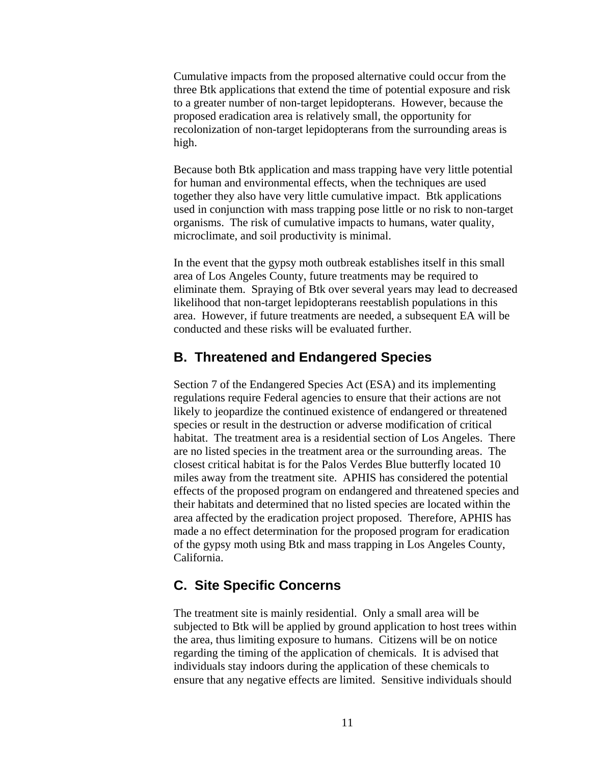Cumulative impacts from the proposed alternative could occur from the three Btk applications that extend the time of potential exposure and risk to a greater number of non-target lepidopterans. However, because the proposed eradication area is relatively small, the opportunity for recolonization of non-target lepidopterans from the surrounding areas is high.

Because both Btk application and mass trapping have very little potential for human and environmental effects, when the techniques are used together they also have very little cumulative impact. Btk applications used in conjunction with mass trapping pose little or no risk to non-target organisms. The risk of cumulative impacts to humans, water quality, microclimate, and soil productivity is minimal.

In the event that the gypsy moth outbreak establishes itself in this small area of Los Angeles County, future treatments may be required to eliminate them. Spraying of Btk over several years may lead to decreased likelihood that non-target lepidopterans reestablish populations in this area. However, if future treatments are needed, a subsequent EA will be conducted and these risks will be evaluated further.

## B. Threatened and Endangered Species

Section 7 of the Endangered Species Act (ESA) and its implementing regulations require Federal agencies to ensure that their actions are not likely to jeopardize the continued existence of endangered or threatened species or result in the destruction or adverse modification of critical habitat. The treatment area is a residential section of Los Angeles. There are no listed species in the treatment area or the surrounding areas. The closest critical habitat is for the Palos Verdes Blue butterfly located 10 miles away from the treatment site. APHIS has considered the potential effects of the proposed program on endangered and threatened species and their habitats and determined that no listed species are located within the area affected by the eradication project proposed. Therefore, APHIS has made a no effect determination for the proposed program for eradication of the gypsy moth using Btk and mass trapping in Los Angeles County, California.

## C. Site Specific Concerns

The treatment site is mainly residential. Only a small area will be subjected to Btk will be applied by ground application to host trees within the area, thus limiting exposure to humans. Citizens will be on notice regarding the timing of the application of chemicals. It is advised that individuals stay indoors during the application of these chemicals to ensure that any negative effects are limited. Sensitive individuals should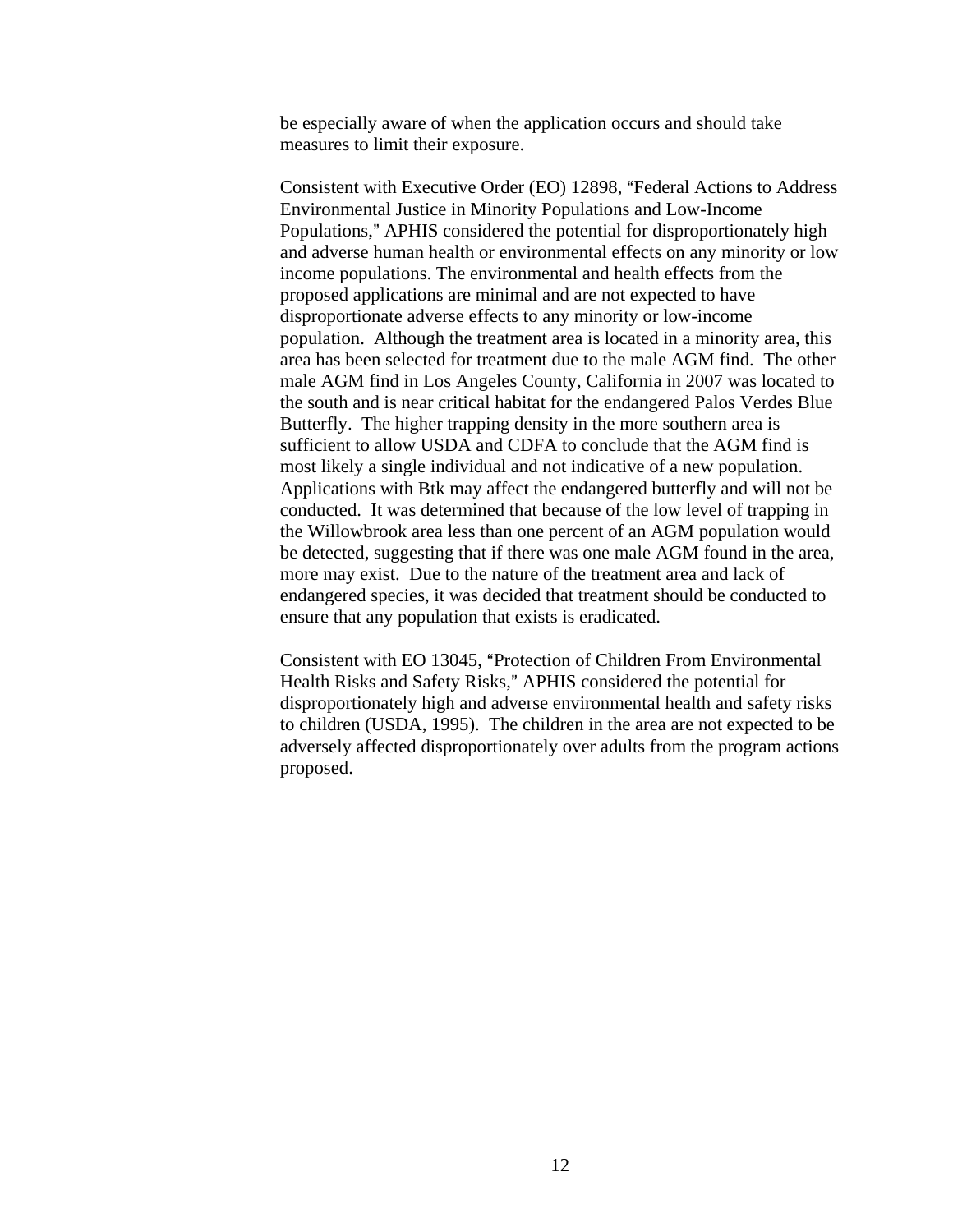be especially aware of when the application occurs and should take measures to limit their exposure.

Consistent with Executive Order (EO) 12898, "Federal Actions to Address Environmental Justice in Minority Populations and Low-Income Populations," APHIS considered the potential for disproportionately high and adverse human health or environmental effects on any minority or low income populations. The environmental and health effects from the proposed applications are minimal and are not expected to have disproportionate adverse effects to any minority or low-income population. Although the treatment area is located in a minority area, this area has been selected for treatment due to the male AGM find. The other male AGM find in Los Angeles County, California in 2007 was located to the south and is near critical habitat for the endangered Palos Verdes Blue Butterfly. The higher trapping density in the more southern area is sufficient to allow USDA and CDFA to conclude that the AGM find is most likely a single individual and not indicative of a new population. Applications with Btk may affect the endangered butterfly and will not be conducted. It was determined that because of the low level of trapping in the Willowbrook area less than one percent of an AGM population would be detected, suggesting that if there was one male AGM found in the area, more may exist. Due to the nature of the treatment area and lack of endangered species, it was decided that treatment should be conducted to ensure that any population that exists is eradicated.

Consistent with EO 13045, "Protection of Children From Environmental Health Risks and Safety Risks," APHIS considered the potential for disproportionately high and adverse environmental health and safety risks to children (USDA, 1995). The children in the area are not expected to be adversely affected disproportionately over adults from the program actions proposed.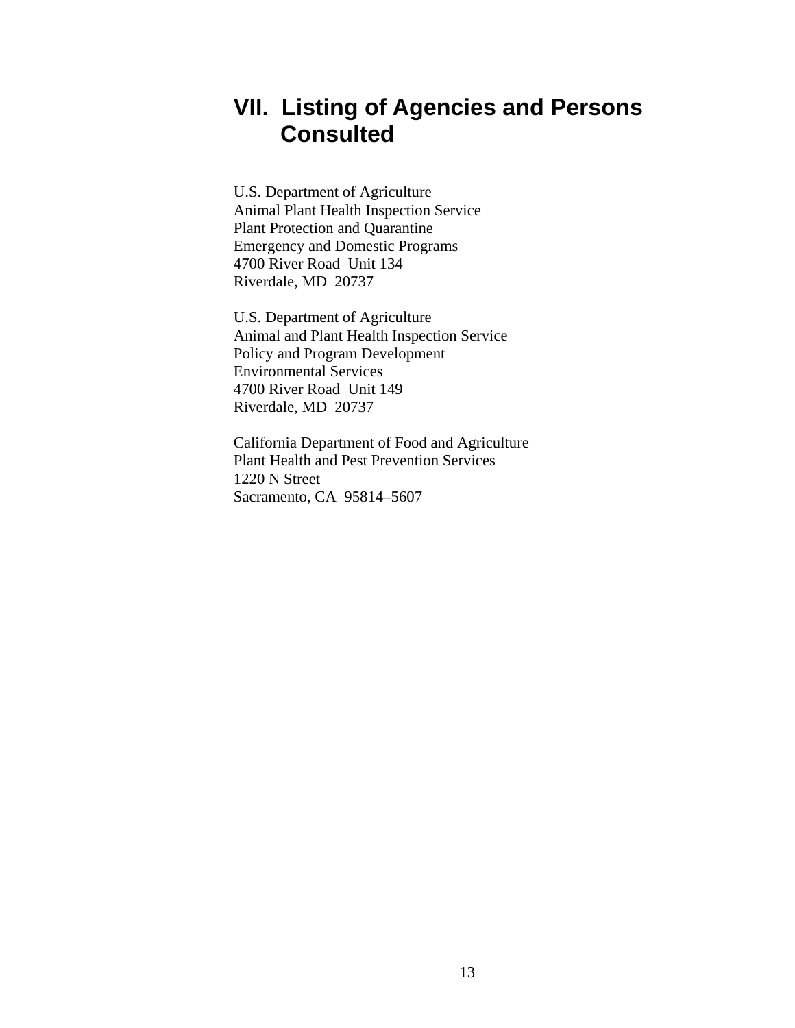# VII. Listing of Agencies and Persons Consulted

U.S. Department of Agriculture
Animal Plant Health Inspection Service
Plant Protection and Quarantine
Emergency and Domestic Programs
4700 River Road Unit 134
Riverdale, MD 20737

U.S. Department of Agriculture
Animal and Plant Health Inspection Service
Policy and Program Development
Environmental Services
4700 River Road Unit 149
Riverdale, MD 20737

California Department of Food and Agriculture
Plant Health and Pest Prevention Services
1220 N Street
Sacramento, CA 95814–5607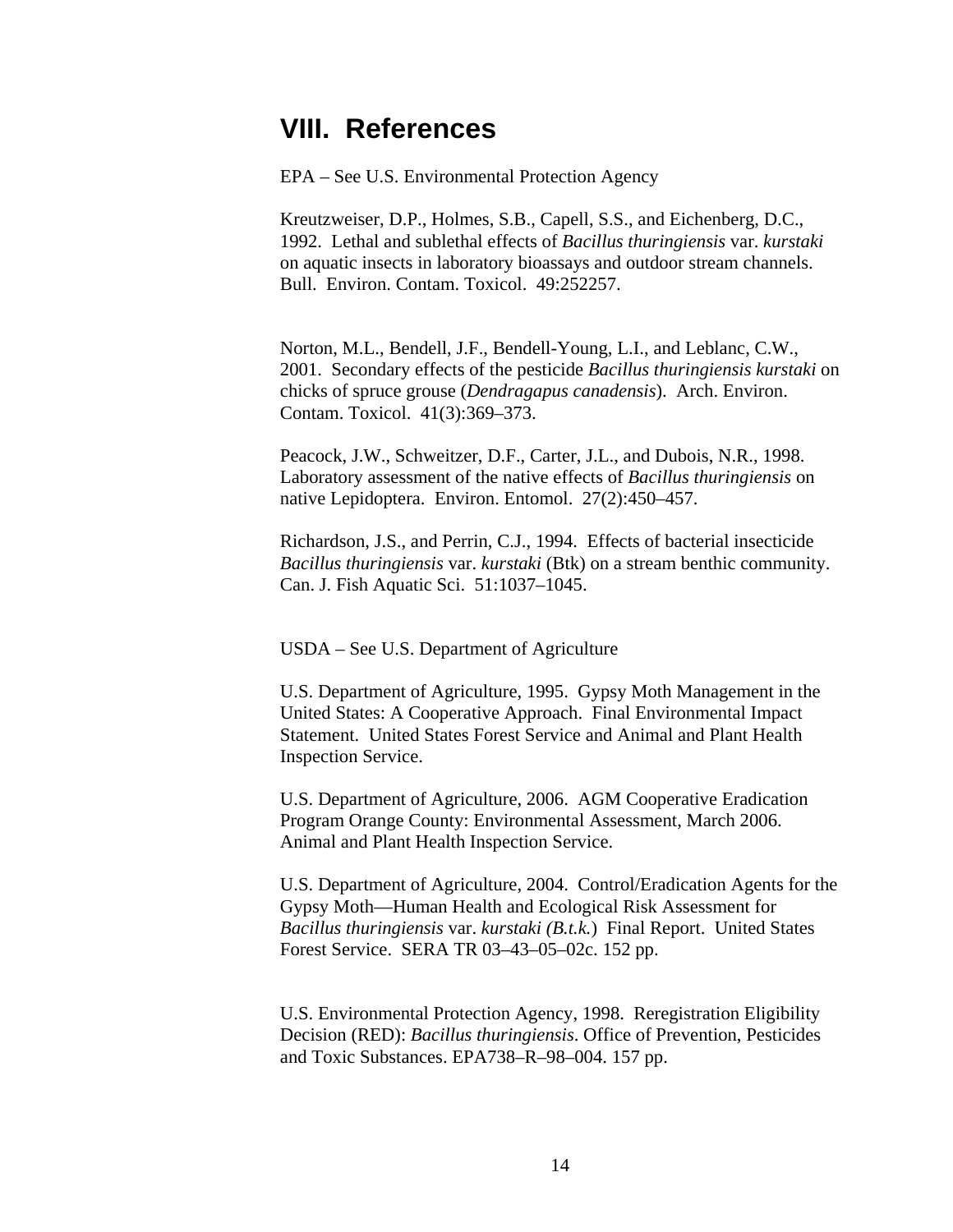# VIII. References

EPA – See U.S. Environmental Protection Agency

Kreutzweiser, D.P., Holmes, S.B., Capell, S.S., and Eichenberg, D.C., 1992. Lethal and sublethal effects of *Bacillus thuringiensis* var. *kurstaki* on aquatic insects in laboratory bioassays and outdoor stream channels. Bull. Environ. Contam. Toxicol. 49:252257.

Norton, M.L., Bendell, J.F., Bendell-Young, L.I., and Leblanc, C.W., 2001. Secondary effects of the pesticide *Bacillus thuringiensis kurstaki* on chicks of spruce grouse (*Dendragapus canadensis*). Arch. Environ. Contam. Toxicol. 41(3):369–373.

Peacock, J.W., Schweitzer, D.F., Carter, J.L., and Dubois, N.R., 1998. Laboratory assessment of the native effects of *Bacillus thuringiensis* on native Lepidoptera. Environ. Entomol. 27(2):450–457.

Richardson, J.S., and Perrin, C.J., 1994. Effects of bacterial insecticide *Bacillus thuringiensis* var. *kurstaki* (Btk) on a stream benthic community. Can. J. Fish Aquatic Sci. 51:1037–1045.

USDA – See U.S. Department of Agriculture

U.S. Department of Agriculture, 1995. Gypsy Moth Management in the United States: A Cooperative Approach. Final Environmental Impact Statement. United States Forest Service and Animal and Plant Health Inspection Service.

U.S. Department of Agriculture, 2006. AGM Cooperative Eradication Program Orange County: Environmental Assessment, March 2006. Animal and Plant Health Inspection Service.

U.S. Department of Agriculture, 2004. Control/Eradication Agents for the Gypsy Moth—Human Health and Ecological Risk Assessment for *Bacillus thuringiensis* var. *kurstaki (B.t.k.)* Final Report. United States Forest Service. SERA TR 03–43–05–02c. 152 pp.

U.S. Environmental Protection Agency, 1998. Reregistration Eligibility Decision (RED): *Bacillus thuringiensis*. Office of Prevention, Pesticides and Toxic Substances. EPA738–R–98–004. 157 pp.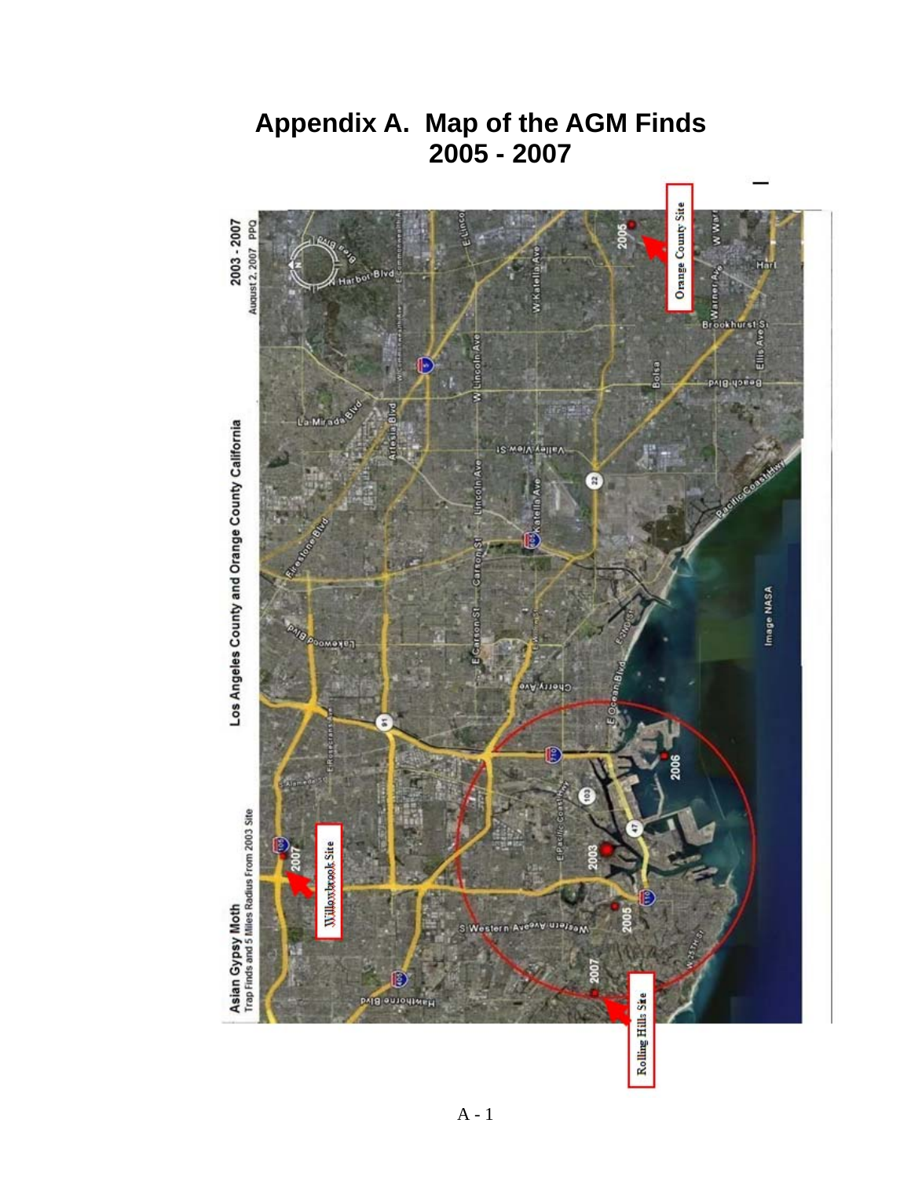# Appendix A. Map of the AGM Finds 2005 - 2007

Asian Gypsy Moth
Trap Finds and 5 Miles Radius From 2003 Site

Los Angeles County and Orange County California

2003 - 2007
August 2, 2007 PPQ

Orange County Site

Willowbrook Site

Rolling Hills Site

Image NASA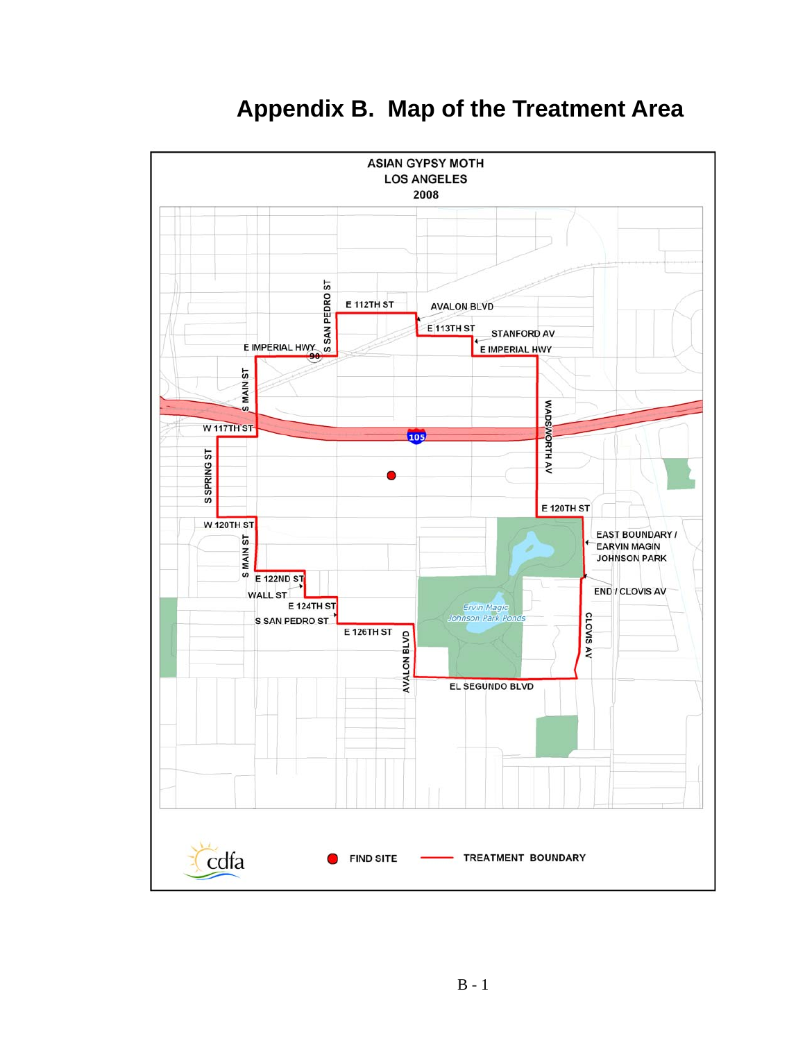# Appendix B. Map of the Treatment Area

ASIAN GYPSY MOTH
LOS ANGELES
2008

E 112TH ST
AVALON BLVD
E 113TH ST
STANFORD AV
E IMPERIAL HWY
S SAN PEDRO ST
E IMPERIAL HWY
90
S MAIN ST
W 117TH ST
105
WADSWORTH AV
S SPRING ST
E 120TH ST
W 120TH ST
EAST BOUNDARY / EARVIN MAGIN JOHNSON PARK
S MAIN ST
E 122ND ST
WALL ST
END / CLOVIS AV
E 124TH ST
Ervin Magic Johnson Park Ponds
S SAN PEDRO ST
E 126TH ST
AVALON BLVD
CLOVIS AV
EL SEGUNDO BLVD

cdfa

FIND SITE

TREATMENT BOUNDARY